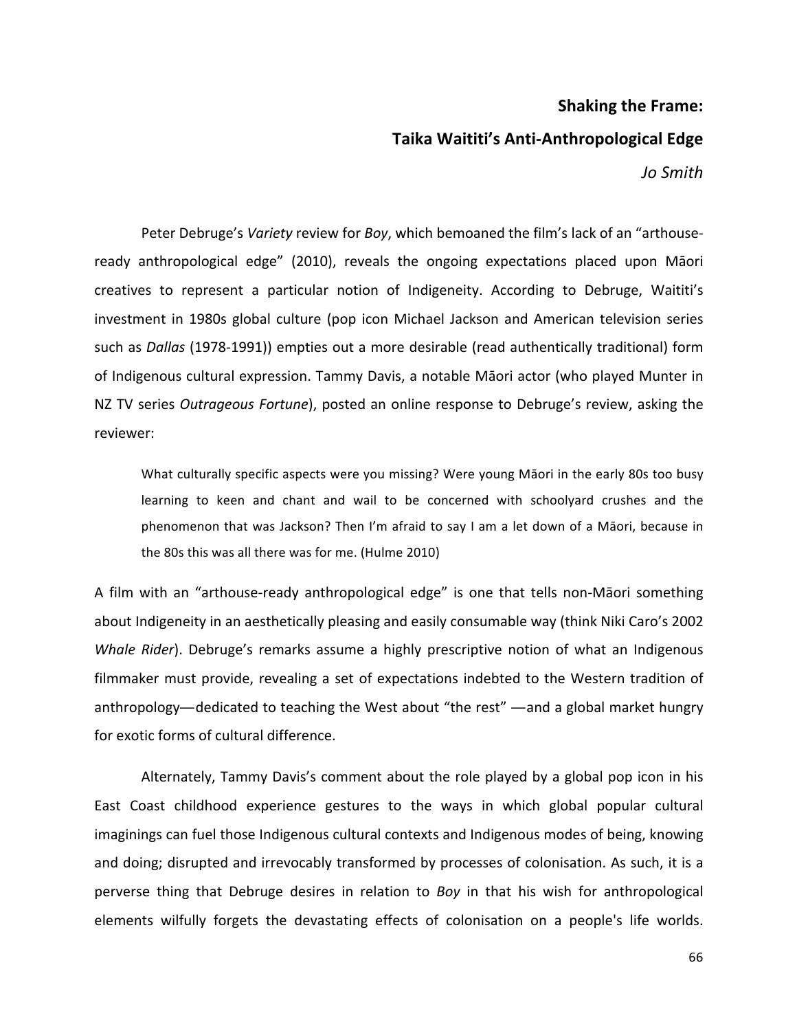# Shaking the Frame:

# Taika Waititi's Anti-Anthropological Edge

*Jo Smith*

Peter Debruge's *Variety* review for *Boy*, which bemoaned the film's lack of an "arthouse-ready anthropological edge" (2010), reveals the ongoing expectations placed upon Māori creatives to represent a particular notion of Indigeneity. According to Debruge, Waititi's investment in 1980s global culture (pop icon Michael Jackson and American television series such as *Dallas* (1978-1991)) empties out a more desirable (read authentically traditional) form of Indigenous cultural expression. Tammy Davis, a notable Māori actor (who played Munter in NZ TV series *Outrageous Fortune*), posted an online response to Debruge's review, asking the reviewer:

> What culturally specific aspects were you missing? Were young Māori in the early 80s too busy learning to keen and chant and wail to be concerned with schoolyard crushes and the phenomenon that was Jackson? Then I'm afraid to say I am a let down of a Māori, because in the 80s this was all there was for me. (Hulme 2010)

A film with an "arthouse-ready anthropological edge" is one that tells non-Māori something about Indigeneity in an aesthetically pleasing and easily consumable way (think Niki Caro's 2002 *Whale Rider*). Debruge's remarks assume a highly prescriptive notion of what an Indigenous filmmaker must provide, revealing a set of expectations indebted to the Western tradition of anthropology—dedicated to teaching the West about "the rest" —and a global market hungry for exotic forms of cultural difference.

Alternately, Tammy Davis's comment about the role played by a global pop icon in his East Coast childhood experience gestures to the ways in which global popular cultural imaginings can fuel those Indigenous cultural contexts and Indigenous modes of being, knowing and doing; disrupted and irrevocably transformed by processes of colonisation. As such, it is a perverse thing that Debruge desires in relation to *Boy* in that his wish for anthropological elements wilfully forgets the devastating effects of colonisation on a people's life worlds.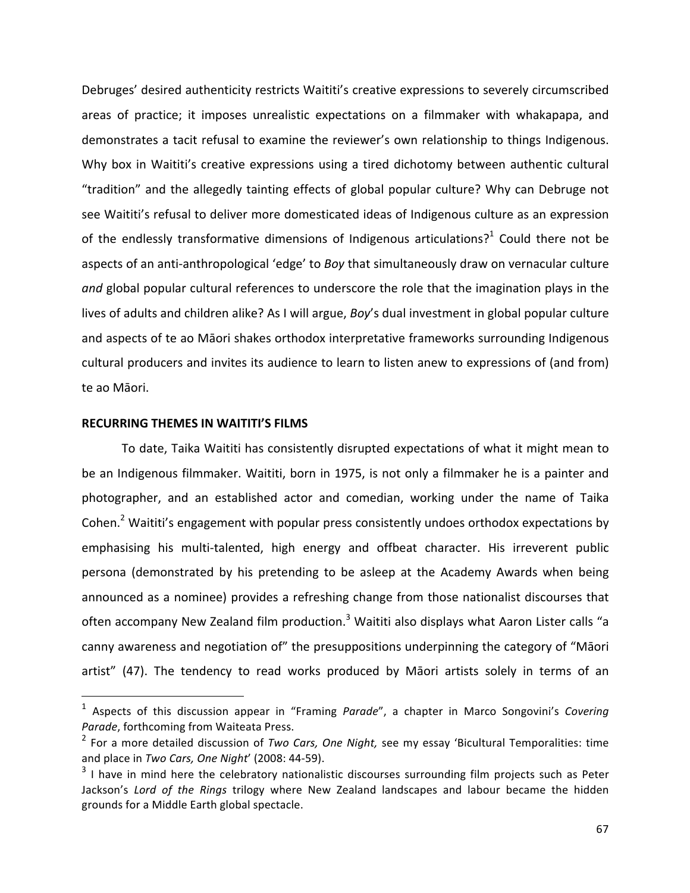Debruges' desired authenticity restricts Waititi's creative expressions to severely circumscribed areas of practice; it imposes unrealistic expectations on a filmmaker with whakapapa, and demonstrates a tacit refusal to examine the reviewer's own relationship to things Indigenous. Why box in Waititi's creative expressions using a tired dichotomy between authentic cultural "tradition" and the allegedly tainting effects of global popular culture? Why can Debruge not see Waititi's refusal to deliver more domesticated ideas of Indigenous culture as an expression of the endlessly transformative dimensions of Indigenous articulations?[1] Could there not be aspects of an anti-anthropological 'edge' to *Boy* that simultaneously draw on vernacular culture *and* global popular cultural references to underscore the role that the imagination plays in the lives of adults and children alike? As I will argue, *Boy*'s dual investment in global popular culture and aspects of te ao Māori shakes orthodox interpretative frameworks surrounding Indigenous cultural producers and invites its audience to learn to listen anew to expressions of (and from) te ao Māori.

**RECURRING THEMES IN WAITITI'S FILMS**

To date, Taika Waititi has consistently disrupted expectations of what it might mean to be an Indigenous filmmaker. Waititi, born in 1975, is not only a filmmaker he is a painter and photographer, and an established actor and comedian, working under the name of Taika Cohen.[2] Waititi's engagement with popular press consistently undoes orthodox expectations by emphasising his multi-talented, high energy and offbeat character. His irreverent public persona (demonstrated by his pretending to be asleep at the Academy Awards when being announced as a nominee) provides a refreshing change from those nationalist discourses that often accompany New Zealand film production.[3] Waititi also displays what Aaron Lister calls "a canny awareness and negotiation of" the presuppositions underpinning the category of "Māori artist" (47). The tendency to read works produced by Māori artists solely in terms of an

---

[1] Aspects of this discussion appear in "Framing *Parade*", a chapter in Marco Songovini's *Covering Parade*, forthcoming from Waiteata Press.

[2] For a more detailed discussion of *Two Cars, One Night,* see my essay 'Bicultural Temporalities: time and place in *Two Cars, One Night*' (2008: 44-59).

[3] I have in mind here the celebratory nationalistic discourses surrounding film projects such as Peter Jackson's *Lord of the Rings* trilogy where New Zealand landscapes and labour became the hidden grounds for a Middle Earth global spectacle.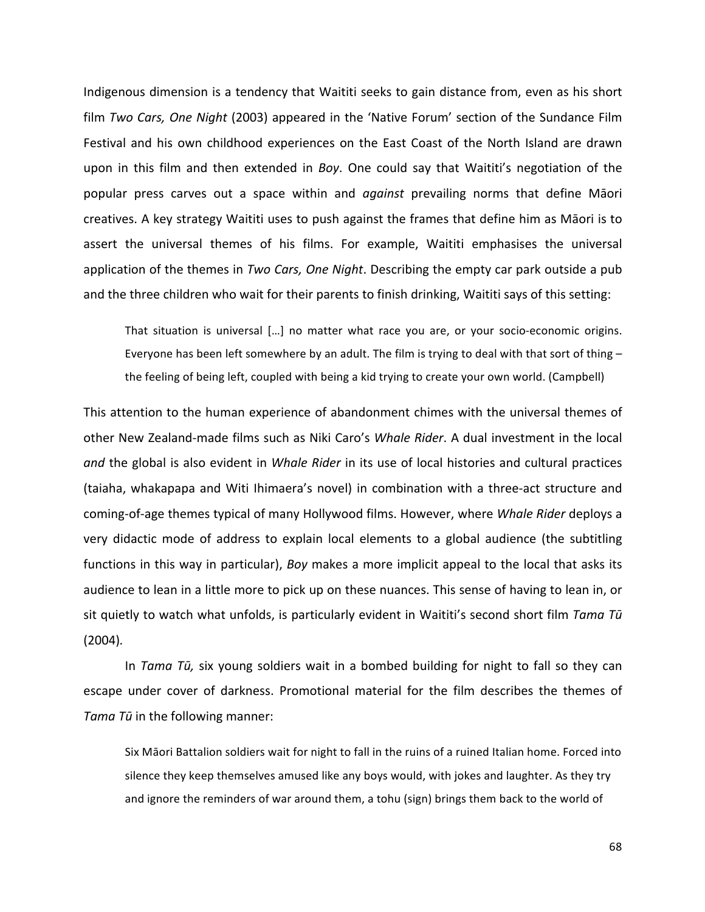Indigenous dimension is a tendency that Waititi seeks to gain distance from, even as his short film *Two Cars, One Night* (2003) appeared in the 'Native Forum' section of the Sundance Film Festival and his own childhood experiences on the East Coast of the North Island are drawn upon in this film and then extended in *Boy*. One could say that Waititi's negotiation of the popular press carves out a space within and *against* prevailing norms that define Māori creatives. A key strategy Waititi uses to push against the frames that define him as Māori is to assert the universal themes of his films. For example, Waititi emphasises the universal application of the themes in *Two Cars, One Night*. Describing the empty car park outside a pub and the three children who wait for their parents to finish drinking, Waititi says of this setting:

> That situation is universal […] no matter what race you are, or your socio-economic origins. Everyone has been left somewhere by an adult. The film is trying to deal with that sort of thing – the feeling of being left, coupled with being a kid trying to create your own world. (Campbell)

This attention to the human experience of abandonment chimes with the universal themes of other New Zealand-made films such as Niki Caro's *Whale Rider*. A dual investment in the local *and* the global is also evident in *Whale Rider* in its use of local histories and cultural practices (taiaha, whakapapa and Witi Ihimaera's novel) in combination with a three-act structure and coming-of-age themes typical of many Hollywood films. However, where *Whale Rider* deploys a very didactic mode of address to explain local elements to a global audience (the subtitling functions in this way in particular), *Boy* makes a more implicit appeal to the local that asks its audience to lean in a little more to pick up on these nuances. This sense of having to lean in, or sit quietly to watch what unfolds, is particularly evident in Waititi's second short film *Tama Tū* (2004).

In *Tama Tū,* six young soldiers wait in a bombed building for night to fall so they can escape under cover of darkness. Promotional material for the film describes the themes of *Tama Tū* in the following manner:

> Six Māori Battalion soldiers wait for night to fall in the ruins of a ruined Italian home. Forced into silence they keep themselves amused like any boys would, with jokes and laughter. As they try and ignore the reminders of war around them, a tohu (sign) brings them back to the world of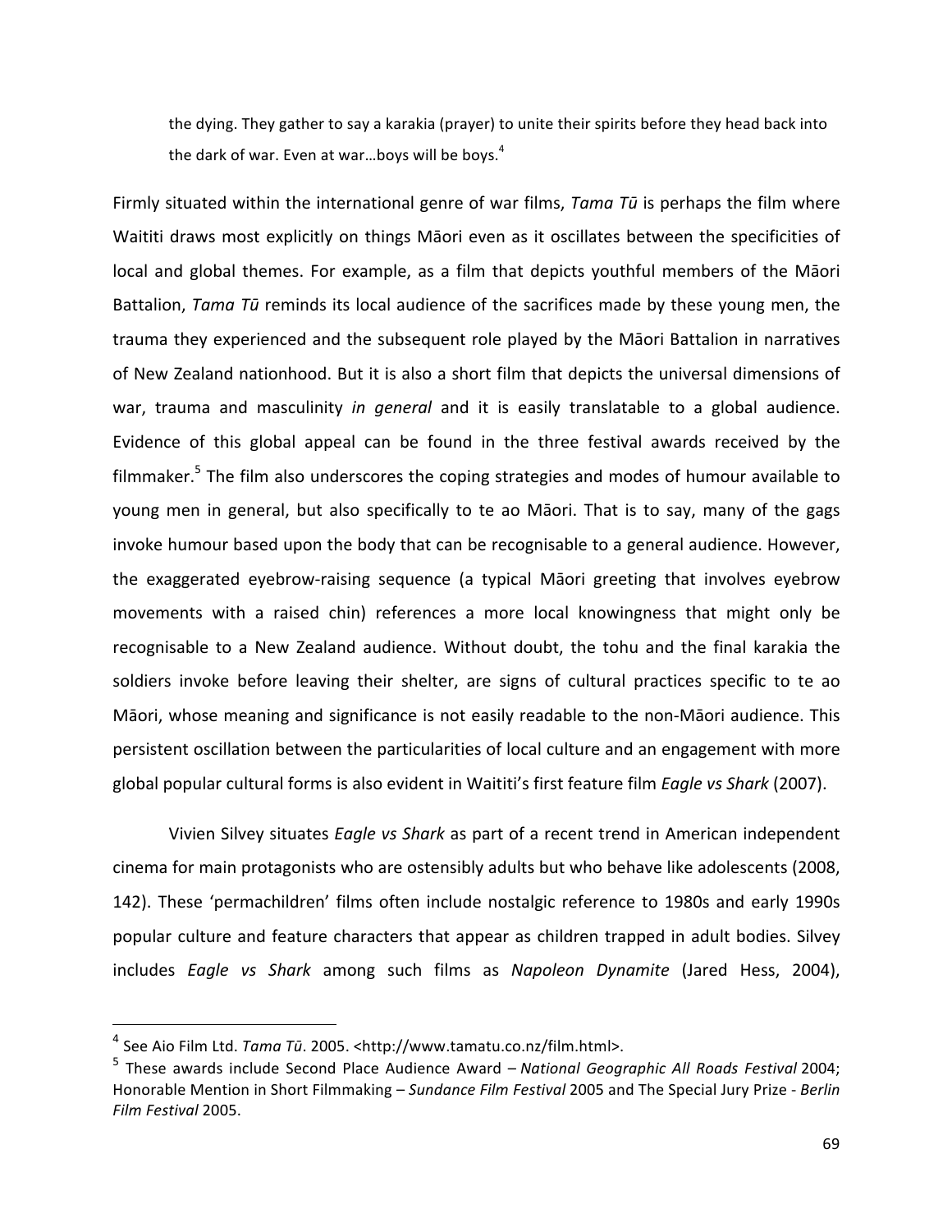> the dying. They gather to say a karakia (prayer) to unite their spirits before they head back into the dark of war. Even at war…boys will be boys.[4]

Firmly situated within the international genre of war films, *Tama Tū* is perhaps the film where Waititi draws most explicitly on things Māori even as it oscillates between the specificities of local and global themes. For example, as a film that depicts youthful members of the Māori Battalion, *Tama Tū* reminds its local audience of the sacrifices made by these young men, the trauma they experienced and the subsequent role played by the Māori Battalion in narratives of New Zealand nationhood. But it is also a short film that depicts the universal dimensions of war, trauma and masculinity *in general* and it is easily translatable to a global audience. Evidence of this global appeal can be found in the three festival awards received by the filmmaker.[5] The film also underscores the coping strategies and modes of humour available to young men in general, but also specifically to te ao Māori. That is to say, many of the gags invoke humour based upon the body that can be recognisable to a general audience. However, the exaggerated eyebrow-raising sequence (a typical Māori greeting that involves eyebrow movements with a raised chin) references a more local knowingness that might only be recognisable to a New Zealand audience. Without doubt, the tohu and the final karakia the soldiers invoke before leaving their shelter, are signs of cultural practices specific to te ao Māori, whose meaning and significance is not easily readable to the non-Māori audience. This persistent oscillation between the particularities of local culture and an engagement with more global popular cultural forms is also evident in Waititi's first feature film *Eagle vs Shark* (2007).

Vivien Silvey situates *Eagle vs Shark* as part of a recent trend in American independent cinema for main protagonists who are ostensibly adults but who behave like adolescents (2008, 142). These 'permachildren' films often include nostalgic reference to 1980s and early 1990s popular culture and feature characters that appear as children trapped in adult bodies. Silvey includes *Eagle vs Shark* among such films as *Napoleon Dynamite* (Jared Hess, 2004),

---

[4] See Aio Film Ltd. *Tama Tū*. 2005. <http://www.tamatu.co.nz/film.html>.

[5] These awards include Second Place Audience Award – *National Geographic All Roads Festival* 2004; Honorable Mention in Short Filmmaking – *Sundance Film Festival* 2005 and The Special Jury Prize - *Berlin Film Festival* 2005.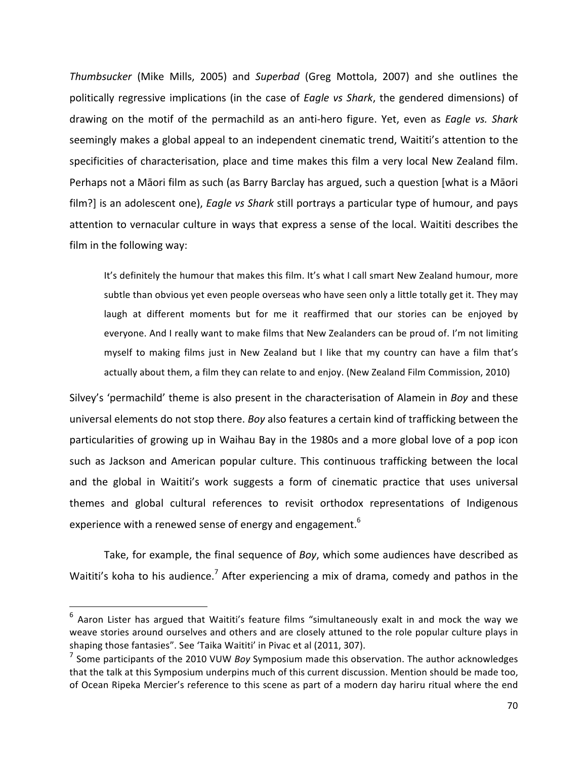*Thumbsucker* (Mike Mills, 2005) and *Superbad* (Greg Mottola, 2007) and she outlines the politically regressive implications (in the case of *Eagle vs Shark*, the gendered dimensions) of drawing on the motif of the permachild as an anti-hero figure. Yet, even as *Eagle vs. Shark* seemingly makes a global appeal to an independent cinematic trend, Waititi's attention to the specificities of characterisation, place and time makes this film a very local New Zealand film. Perhaps not a Māori film as such (as Barry Barclay has argued, such a question [what is a Māori film?] is an adolescent one), *Eagle vs Shark* still portrays a particular type of humour, and pays attention to vernacular culture in ways that express a sense of the local. Waititi describes the film in the following way:

> It's definitely the humour that makes this film. It's what I call smart New Zealand humour, more subtle than obvious yet even people overseas who have seen only a little totally get it. They may laugh at different moments but for me it reaffirmed that our stories can be enjoyed by everyone. And I really want to make films that New Zealanders can be proud of. I'm not limiting myself to making films just in New Zealand but I like that my country can have a film that's actually about them, a film they can relate to and enjoy. (New Zealand Film Commission, 2010)

Silvey's 'permachild' theme is also present in the characterisation of Alamein in *Boy* and these universal elements do not stop there. *Boy* also features a certain kind of trafficking between the particularities of growing up in Waihau Bay in the 1980s and a more global love of a pop icon such as Jackson and American popular culture. This continuous trafficking between the local and the global in Waititi's work suggests a form of cinematic practice that uses universal themes and global cultural references to revisit orthodox representations of Indigenous experience with a renewed sense of energy and engagement.[6]

Take, for example, the final sequence of *Boy*, which some audiences have described as Waititi's koha to his audience.[7] After experiencing a mix of drama, comedy and pathos in the

---

[6] Aaron Lister has argued that Waititi's feature films "simultaneously exalt in and mock the way we weave stories around ourselves and others and are closely attuned to the role popular culture plays in shaping those fantasies". See 'Taika Waititi' in Pivac et al (2011, 307).

[7] Some participants of the 2010 VUW *Boy* Symposium made this observation. The author acknowledges that the talk at this Symposium underpins much of this current discussion. Mention should be made too, of Ocean Ripeka Mercier's reference to this scene as part of a modern day hariru ritual where the end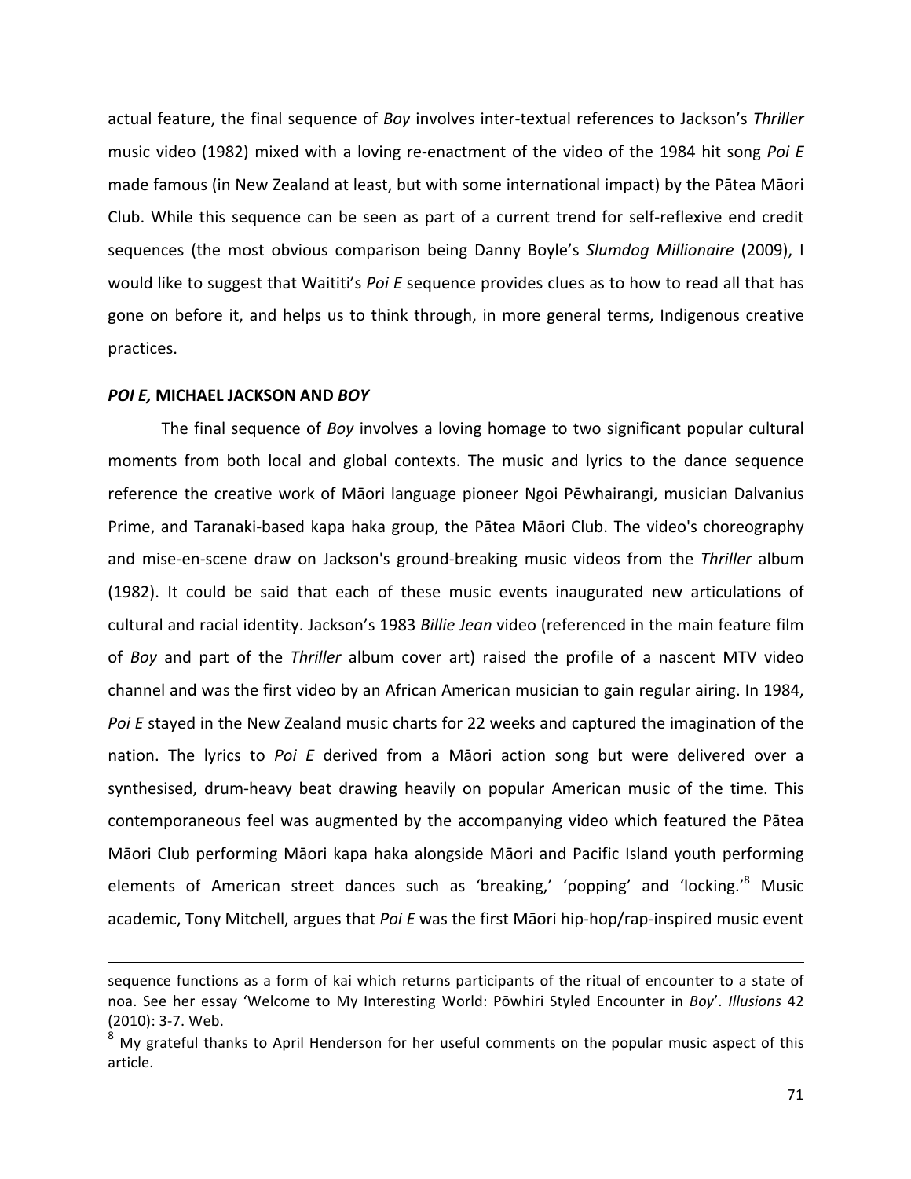actual feature, the final sequence of *Boy* involves inter-textual references to Jackson's *Thriller* music video (1982) mixed with a loving re-enactment of the video of the 1984 hit song *Poi E* made famous (in New Zealand at least, but with some international impact) by the Pātea Māori Club. While this sequence can be seen as part of a current trend for self-reflexive end credit sequences (the most obvious comparison being Danny Boyle's *Slumdog Millionaire* (2009), I would like to suggest that Waititi's *Poi E* sequence provides clues as to how to read all that has gone on before it, and helps us to think through, in more general terms, Indigenous creative practices.

## *POI E,* MICHAEL JACKSON AND *BOY*

The final sequence of *Boy* involves a loving homage to two significant popular cultural moments from both local and global contexts. The music and lyrics to the dance sequence reference the creative work of Māori language pioneer Ngoi Pēwhairangi, musician Dalvanius Prime, and Taranaki-based kapa haka group, the Pātea Māori Club. The video's choreography and mise-en-scene draw on Jackson's ground-breaking music videos from the *Thriller* album (1982). It could be said that each of these music events inaugurated new articulations of cultural and racial identity. Jackson's 1983 *Billie Jean* video (referenced in the main feature film of *Boy* and part of the *Thriller* album cover art) raised the profile of a nascent MTV video channel and was the first video by an African American musician to gain regular airing. In 1984, *Poi E* stayed in the New Zealand music charts for 22 weeks and captured the imagination of the nation. The lyrics to *Poi E* derived from a Māori action song but were delivered over a synthesised, drum-heavy beat drawing heavily on popular American music of the time. This contemporaneous feel was augmented by the accompanying video which featured the Pātea Māori Club performing Māori kapa haka alongside Māori and Pacific Island youth performing elements of American street dances such as 'breaking,' 'popping' and 'locking.'[8] Music academic, Tony Mitchell, argues that *Poi E* was the first Māori hip-hop/rap-inspired music event

---

sequence functions as a form of kai which returns participants of the ritual of encounter to a state of noa. See her essay 'Welcome to My Interesting World: Pōwhiri Styled Encounter in *Boy*'. *Illusions* 42 (2010): 3-7. Web.

[8] My grateful thanks to April Henderson for her useful comments on the popular music aspect of this article.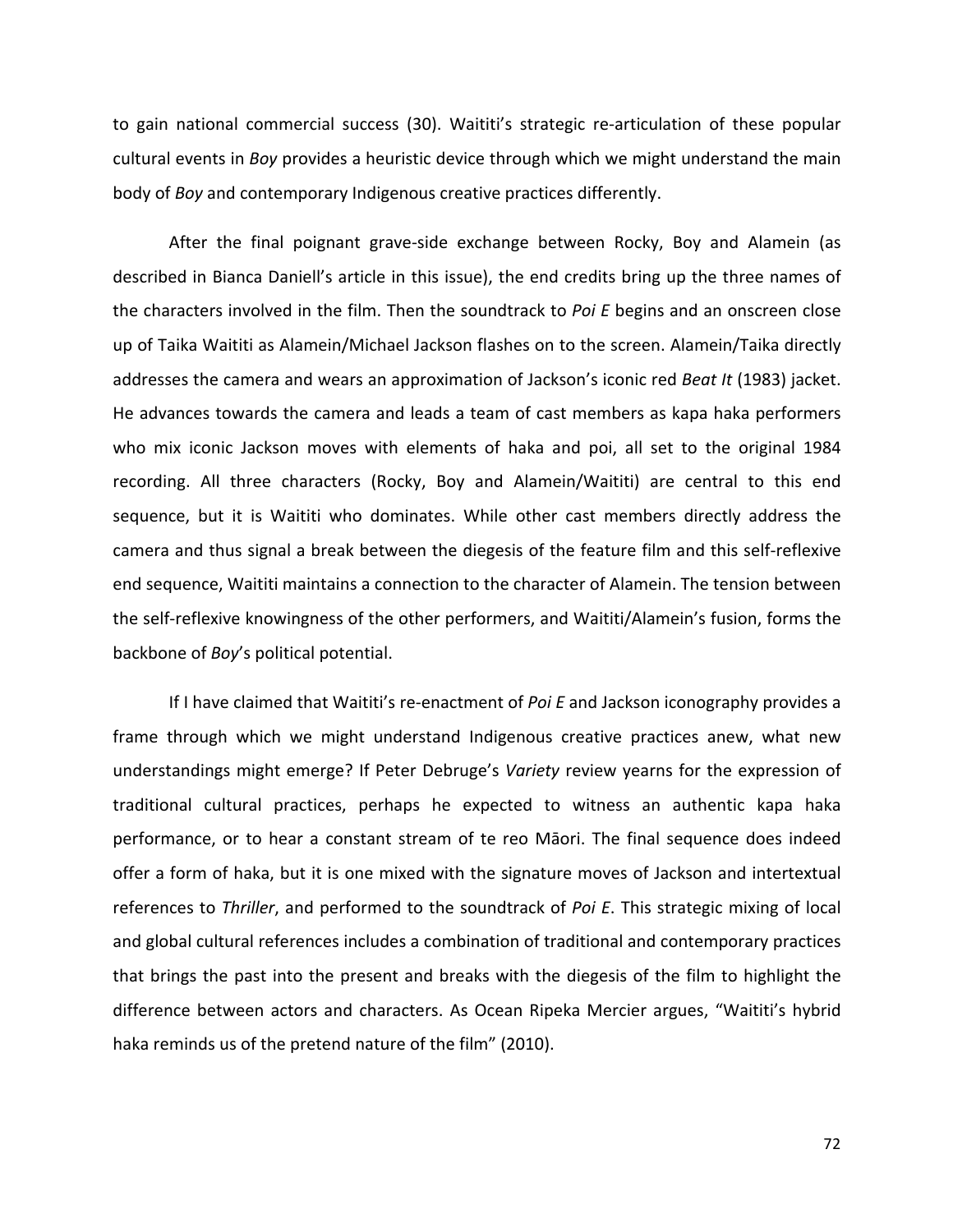to gain national commercial success (30). Waititi's strategic re-articulation of these popular cultural events in *Boy* provides a heuristic device through which we might understand the main body of *Boy* and contemporary Indigenous creative practices differently.

After the final poignant grave-side exchange between Rocky, Boy and Alamein (as described in Bianca Daniell's article in this issue), the end credits bring up the three names of the characters involved in the film. Then the soundtrack to *Poi E* begins and an onscreen close up of Taika Waititi as Alamein/Michael Jackson flashes on to the screen. Alamein/Taika directly addresses the camera and wears an approximation of Jackson's iconic red *Beat It* (1983) jacket. He advances towards the camera and leads a team of cast members as kapa haka performers who mix iconic Jackson moves with elements of haka and poi, all set to the original 1984 recording. All three characters (Rocky, Boy and Alamein/Waititi) are central to this end sequence, but it is Waititi who dominates. While other cast members directly address the camera and thus signal a break between the diegesis of the feature film and this self-reflexive end sequence, Waititi maintains a connection to the character of Alamein. The tension between the self-reflexive knowingness of the other performers, and Waititi/Alamein's fusion, forms the backbone of *Boy*'s political potential.

If I have claimed that Waititi's re-enactment of *Poi E* and Jackson iconography provides a frame through which we might understand Indigenous creative practices anew, what new understandings might emerge? If Peter Debruge's *Variety* review yearns for the expression of traditional cultural practices, perhaps he expected to witness an authentic kapa haka performance, or to hear a constant stream of te reo Māori. The final sequence does indeed offer a form of haka, but it is one mixed with the signature moves of Jackson and intertextual references to *Thriller*, and performed to the soundtrack of *Poi E*. This strategic mixing of local and global cultural references includes a combination of traditional and contemporary practices that brings the past into the present and breaks with the diegesis of the film to highlight the difference between actors and characters. As Ocean Ripeka Mercier argues, "Waititi's hybrid haka reminds us of the pretend nature of the film" (2010).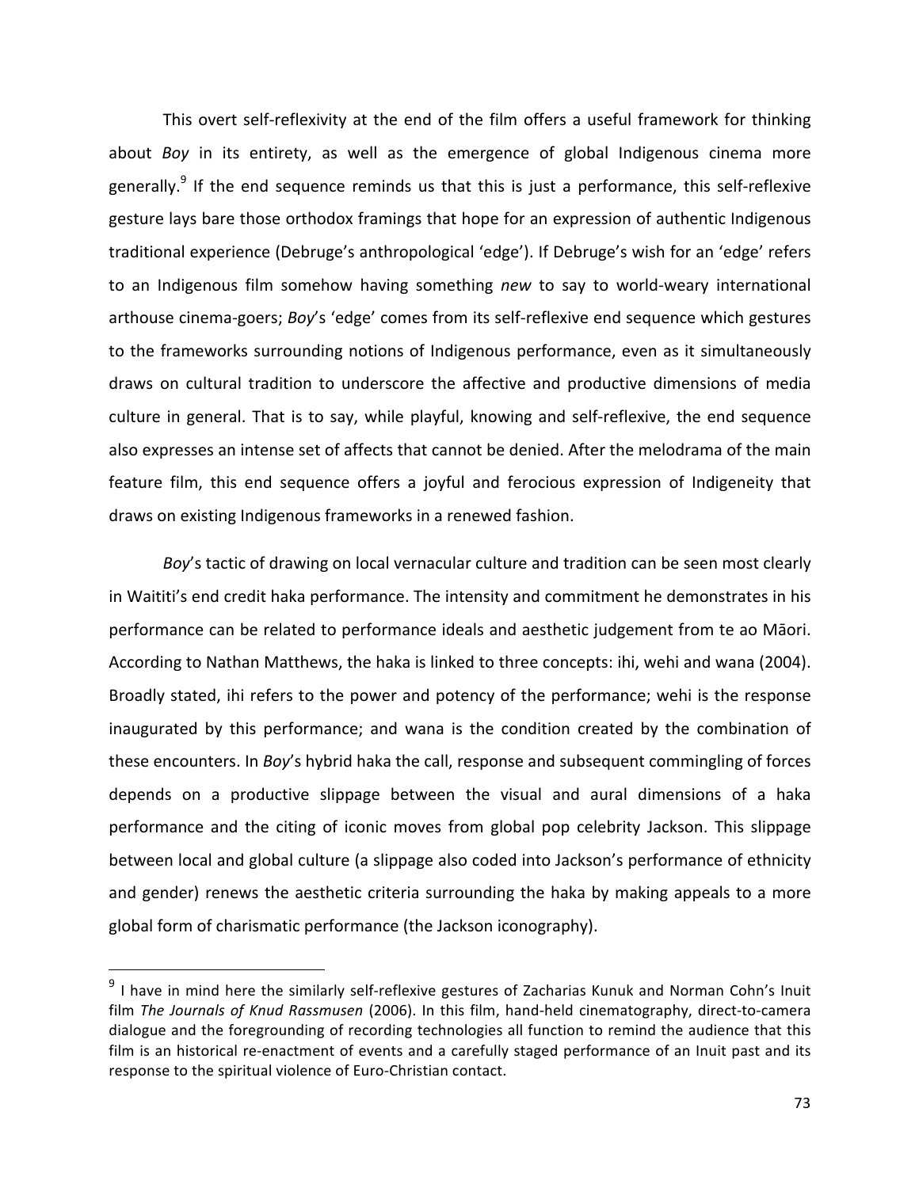This overt self-reflexivity at the end of the film offers a useful framework for thinking about *Boy* in its entirety, as well as the emergence of global Indigenous cinema more generally.[9] If the end sequence reminds us that this is just a performance, this self-reflexive gesture lays bare those orthodox framings that hope for an expression of authentic Indigenous traditional experience (Debruge's anthropological 'edge'). If Debruge's wish for an 'edge' refers to an Indigenous film somehow having something *new* to say to world-weary international arthouse cinema-goers; *Boy*'s 'edge' comes from its self-reflexive end sequence which gestures to the frameworks surrounding notions of Indigenous performance, even as it simultaneously draws on cultural tradition to underscore the affective and productive dimensions of media culture in general. That is to say, while playful, knowing and self-reflexive, the end sequence also expresses an intense set of affects that cannot be denied. After the melodrama of the main feature film, this end sequence offers a joyful and ferocious expression of Indigeneity that draws on existing Indigenous frameworks in a renewed fashion.

*Boy*'s tactic of drawing on local vernacular culture and tradition can be seen most clearly in Waititi's end credit haka performance. The intensity and commitment he demonstrates in his performance can be related to performance ideals and aesthetic judgement from te ao Māori. According to Nathan Matthews, the haka is linked to three concepts: ihi, wehi and wana (2004). Broadly stated, ihi refers to the power and potency of the performance; wehi is the response inaugurated by this performance; and wana is the condition created by the combination of these encounters. In *Boy*'s hybrid haka the call, response and subsequent commingling of forces depends on a productive slippage between the visual and aural dimensions of a haka performance and the citing of iconic moves from global pop celebrity Jackson. This slippage between local and global culture (a slippage also coded into Jackson's performance of ethnicity and gender) renews the aesthetic criteria surrounding the haka by making appeals to a more global form of charismatic performance (the Jackson iconography).

---

[9] I have in mind here the similarly self-reflexive gestures of Zacharias Kunuk and Norman Cohn's Inuit film *The Journals of Knud Rassmusen* (2006). In this film, hand-held cinematography, direct-to-camera dialogue and the foregrounding of recording technologies all function to remind the audience that this film is an historical re-enactment of events and a carefully staged performance of an Inuit past and its response to the spiritual violence of Euro-Christian contact.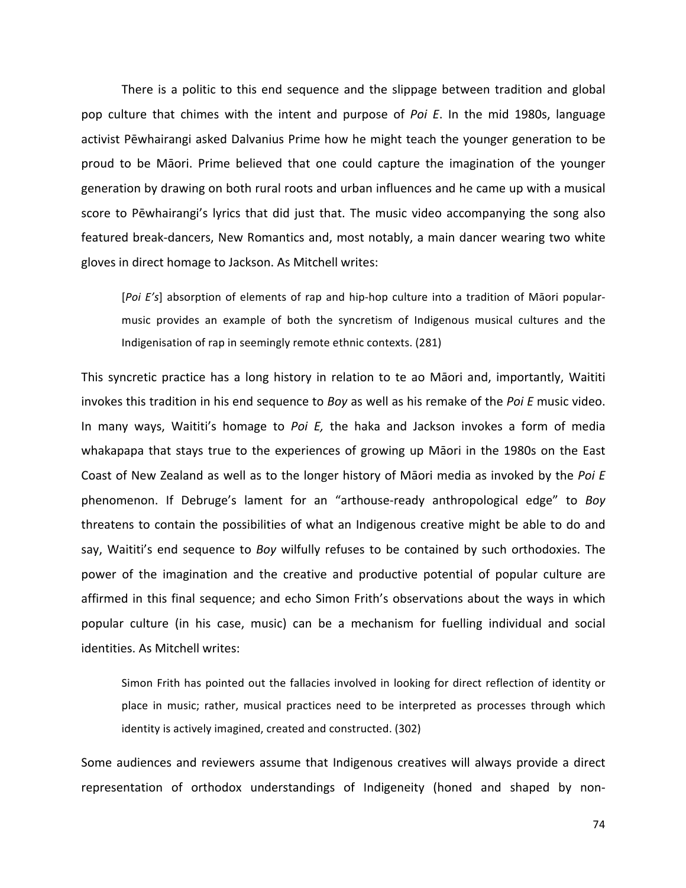There is a politic to this end sequence and the slippage between tradition and global pop culture that chimes with the intent and purpose of *Poi E*. In the mid 1980s, language activist Pēwhairangi asked Dalvanius Prime how he might teach the younger generation to be proud to be Māori. Prime believed that one could capture the imagination of the younger generation by drawing on both rural roots and urban influences and he came up with a musical score to Pēwhairangi's lyrics that did just that. The music video accompanying the song also featured break-dancers, New Romantics and, most notably, a main dancer wearing two white gloves in direct homage to Jackson. As Mitchell writes:

> [*Poi E's*] absorption of elements of rap and hip-hop culture into a tradition of Māori popular-music provides an example of both the syncretism of Indigenous musical cultures and the Indigenisation of rap in seemingly remote ethnic contexts. (281)

This syncretic practice has a long history in relation to te ao Māori and, importantly, Waititi invokes this tradition in his end sequence to *Boy* as well as his remake of the *Poi E* music video. In many ways, Waititi's homage to *Poi E,* the haka and Jackson invokes a form of media whakapapa that stays true to the experiences of growing up Māori in the 1980s on the East Coast of New Zealand as well as to the longer history of Māori media as invoked by the *Poi E* phenomenon. If Debruge's lament for an "arthouse-ready anthropological edge" to *Boy* threatens to contain the possibilities of what an Indigenous creative might be able to do and say, Waititi's end sequence to *Boy* wilfully refuses to be contained by such orthodoxies. The power of the imagination and the creative and productive potential of popular culture are affirmed in this final sequence; and echo Simon Frith's observations about the ways in which popular culture (in his case, music) can be a mechanism for fuelling individual and social identities. As Mitchell writes:

> Simon Frith has pointed out the fallacies involved in looking for direct reflection of identity or place in music; rather, musical practices need to be interpreted as processes through which identity is actively imagined, created and constructed. (302)

Some audiences and reviewers assume that Indigenous creatives will always provide a direct representation of orthodox understandings of Indigeneity (honed and shaped by non-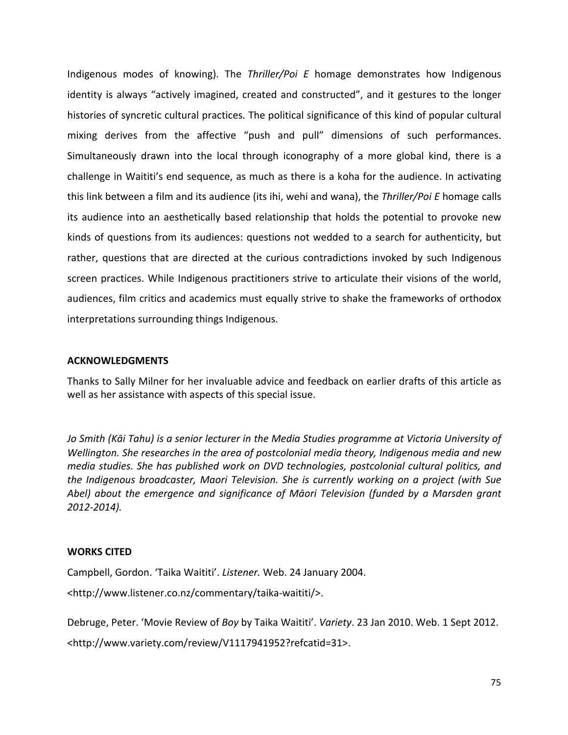Indigenous modes of knowing). The *Thriller/Poi E* homage demonstrates how Indigenous identity is always "actively imagined, created and constructed", and it gestures to the longer histories of syncretic cultural practices. The political significance of this kind of popular cultural mixing derives from the affective "push and pull" dimensions of such performances. Simultaneously drawn into the local through iconography of a more global kind, there is a challenge in Waititi's end sequence, as much as there is a koha for the audience. In activating this link between a film and its audience (its ihi, wehi and wana), the *Thriller/Poi E* homage calls its audience into an aesthetically based relationship that holds the potential to provoke new kinds of questions from its audiences: questions not wedded to a search for authenticity, but rather, questions that are directed at the curious contradictions invoked by such Indigenous screen practices. While Indigenous practitioners strive to articulate their visions of the world, audiences, film critics and academics must equally strive to shake the frameworks of orthodox interpretations surrounding things Indigenous.

**ACKNOWLEDGMENTS**

Thanks to Sally Milner for her invaluable advice and feedback on earlier drafts of this article as well as her assistance with aspects of this special issue.

*Jo Smith (Kāi Tahu) is a senior lecturer in the Media Studies programme at Victoria University of Wellington. She researches in the area of postcolonial media theory, Indigenous media and new media studies. She has published work on DVD technologies, postcolonial cultural politics, and the Indigenous broadcaster, Maori Television. She is currently working on a project (with Sue Abel) about the emergence and significance of Māori Television (funded by a Marsden grant 2012-2014).*

**WORKS CITED**

Campbell, Gordon. 'Taika Waititi'. *Listener.* Web. 24 January 2004. <http://www.listener.co.nz/commentary/taika-waititi/>.

Debruge, Peter. 'Movie Review of *Boy* by Taika Waititi'. *Variety*. 23 Jan 2010. Web. 1 Sept 2012. <http://www.variety.com/review/V1117941952?refcatid=31>.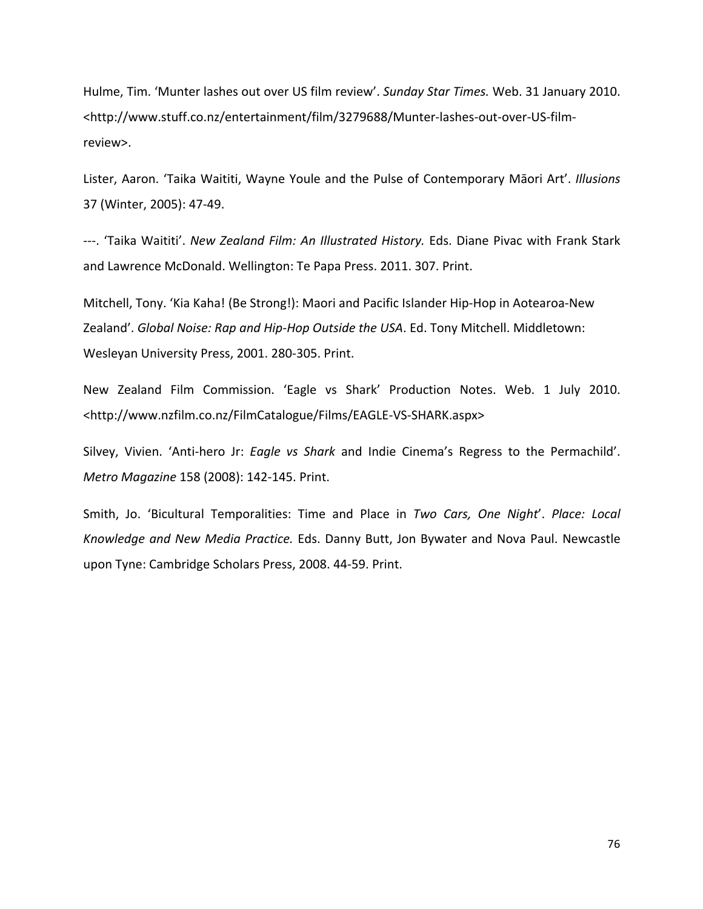Hulme, Tim. 'Munter lashes out over US film review'. *Sunday Star Times.* Web. 31 January 2010. <http://www.stuff.co.nz/entertainment/film/3279688/Munter-lashes-out-over-US-film-review>.

Lister, Aaron. 'Taika Waititi, Wayne Youle and the Pulse of Contemporary Māori Art'. *Illusions* 37 (Winter, 2005): 47-49.

---. 'Taika Waititi'. *New Zealand Film: An Illustrated History.* Eds. Diane Pivac with Frank Stark and Lawrence McDonald. Wellington: Te Papa Press. 2011. 307. Print.

Mitchell, Tony. 'Kia Kaha! (Be Strong!): Maori and Pacific Islander Hip-Hop in Aotearoa-New Zealand'. *Global Noise: Rap and Hip-Hop Outside the USA*. Ed. Tony Mitchell. Middletown: Wesleyan University Press, 2001. 280-305. Print.

New Zealand Film Commission. 'Eagle vs Shark' Production Notes. Web. 1 July 2010. <http://www.nzfilm.co.nz/FilmCatalogue/Films/EAGLE-VS-SHARK.aspx>

Silvey, Vivien. 'Anti-hero Jr: *Eagle vs Shark* and Indie Cinema's Regress to the Permachild'. *Metro Magazine* 158 (2008): 142-145. Print.

Smith, Jo. 'Bicultural Temporalities: Time and Place in *Two Cars, One Night*'. *Place: Local Knowledge and New Media Practice.* Eds. Danny Butt, Jon Bywater and Nova Paul. Newcastle upon Tyne: Cambridge Scholars Press, 2008. 44-59. Print.